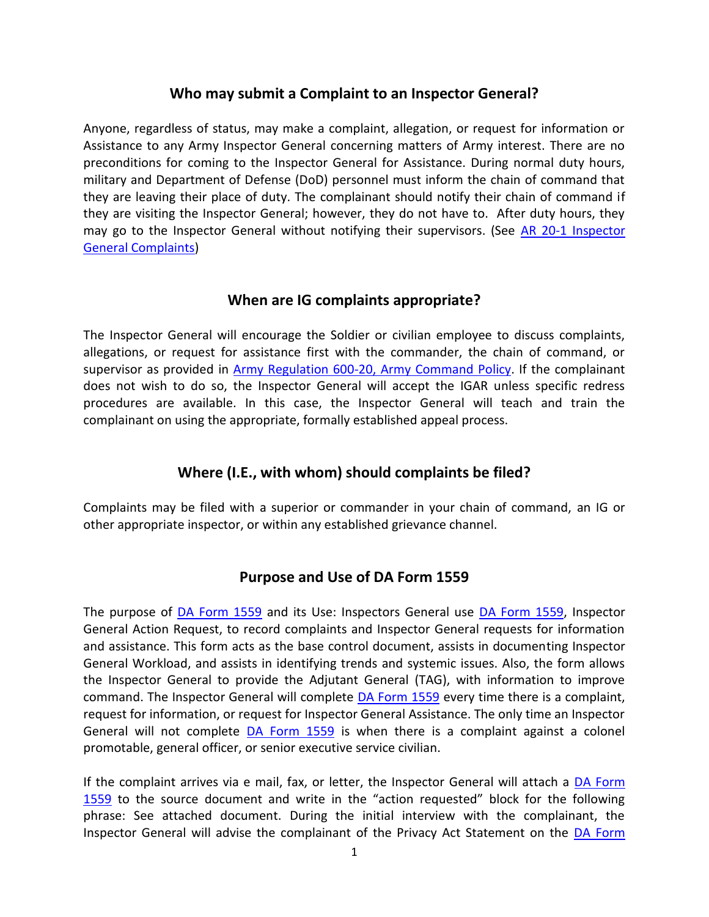## Who may submit a Complaint to an Inspector General?

Anyone, regardless of status, may make a complaint, allegation, or request for information or Assistance to any Army Inspector General concerning matters of Army interest. There are no preconditions for coming to the Inspector General for Assistance. During normal duty hours, military and Department of Defense (DoD) personnel must inform the chain of command that they are leaving their place of duty. The complainant should notify their chain of command if they are visiting the Inspector General; however, they do not have to. After duty hours, they may go to the Inspector General without notifying their supervisors. (See AR 20-1 Inspector General Complaints)

## When are IG complaints appropriate?

The Inspector General will encourage the Soldier or civilian employee to discuss complaints, allegations, or request for assistance first with the commander, the chain of command, or supervisor as provided in Army Regulation 600-20, Army Command Policy. If the complainant does not wish to do so, the Inspector General will accept the IGAR unless specific redress procedures are available. In this case, the Inspector General will teach and train the complainant on using the appropriate, formally established appeal process.

## Where (I.E., with whom) should complaints be filed?

Complaints may be filed with a superior or commander in your chain of command, an IG or other appropriate inspector, or within any established grievance channel.

## Purpose and Use of DA Form 1559

The purpose of DA Form 1559 and its Use: Inspectors General use DA Form 1559, Inspector General Action Request, to record complaints and Inspector General requests for information and assistance. This form acts as the base control document, assists in documenting Inspector General Workload, and assists in identifying trends and systemic issues. Also, the form allows the Inspector General to provide the Adjutant General (TAG), with information to improve command. The Inspector General will complete DA Form 1559 every time there is a complaint, request for information, or request for Inspector General Assistance. The only time an Inspector General will not complete DA Form 1559 is when there is a complaint against a colonel promotable, general officer, or senior executive service civilian.

If the complaint arrives via e mail, fax, or letter, the Inspector General will attach a DA Form 1559 to the source document and write in the "action requested" block for the following phrase: See attached document. During the initial interview with the complainant, the Inspector General will advise the complainant of the Privacy Act Statement on the DA Form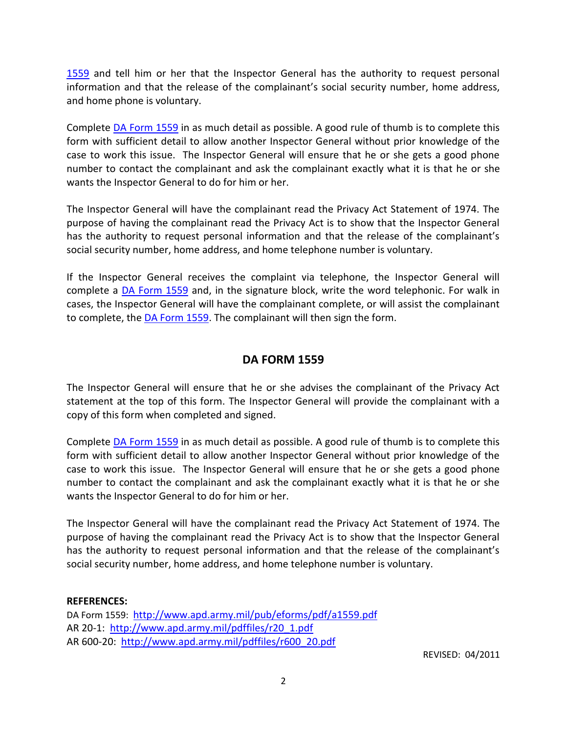1559 and tell him or her that the Inspector General has the authority to request personal information and that the release of the complainant's social security number, home address, and home phone is voluntary.

Complete DA Form 1559 in as much detail as possible. A good rule of thumb is to complete this form with sufficient detail to allow another Inspector General without prior knowledge of the case to work this issue. The Inspector General will ensure that he or she gets a good phone number to contact the complainant and ask the complainant exactly what it is that he or she wants the Inspector General to do for him or her.

The Inspector General will have the complainant read the Privacy Act Statement of 1974. The purpose of having the complainant read the Privacy Act is to show that the Inspector General has the authority to request personal information and that the release of the complainant's social security number, home address, and home telephone number is voluntary.

If the Inspector General receives the complaint via telephone, the Inspector General will complete a DA Form 1559 and, in the signature block, write the word telephonic. For walk in cases, the Inspector General will have the complainant complete, or will assist the complainant to complete, the DA Form 1559. The complainant will then sign the form.

## DA FORM 1559

The Inspector General will ensure that he or she advises the complainant of the Privacy Act statement at the top of this form. The Inspector General will provide the complainant with a copy of this form when completed and signed.

Complete DA Form 1559 in as much detail as possible. A good rule of thumb is to complete this form with sufficient detail to allow another Inspector General without prior knowledge of the case to work this issue. The Inspector General will ensure that he or she gets a good phone number to contact the complainant and ask the complainant exactly what it is that he or she wants the Inspector General to do for him or her.

The Inspector General will have the complainant read the Privacy Act Statement of 1974. The purpose of having the complainant read the Privacy Act is to show that the Inspector General has the authority to request personal information and that the release of the complainant's social security number, home address, and home telephone number is voluntary.

**REFERENCES:**

DA Form 1559: http://www.apd.army.mil/pub/eforms/pdf/a1559.pdf
AR 20-1: http://www.apd.army.mil/pdffiles/r20_1.pdf
AR 600-20: http://www.apd.army.mil/pdffiles/r600_20.pdf

REVISED: 04/2011